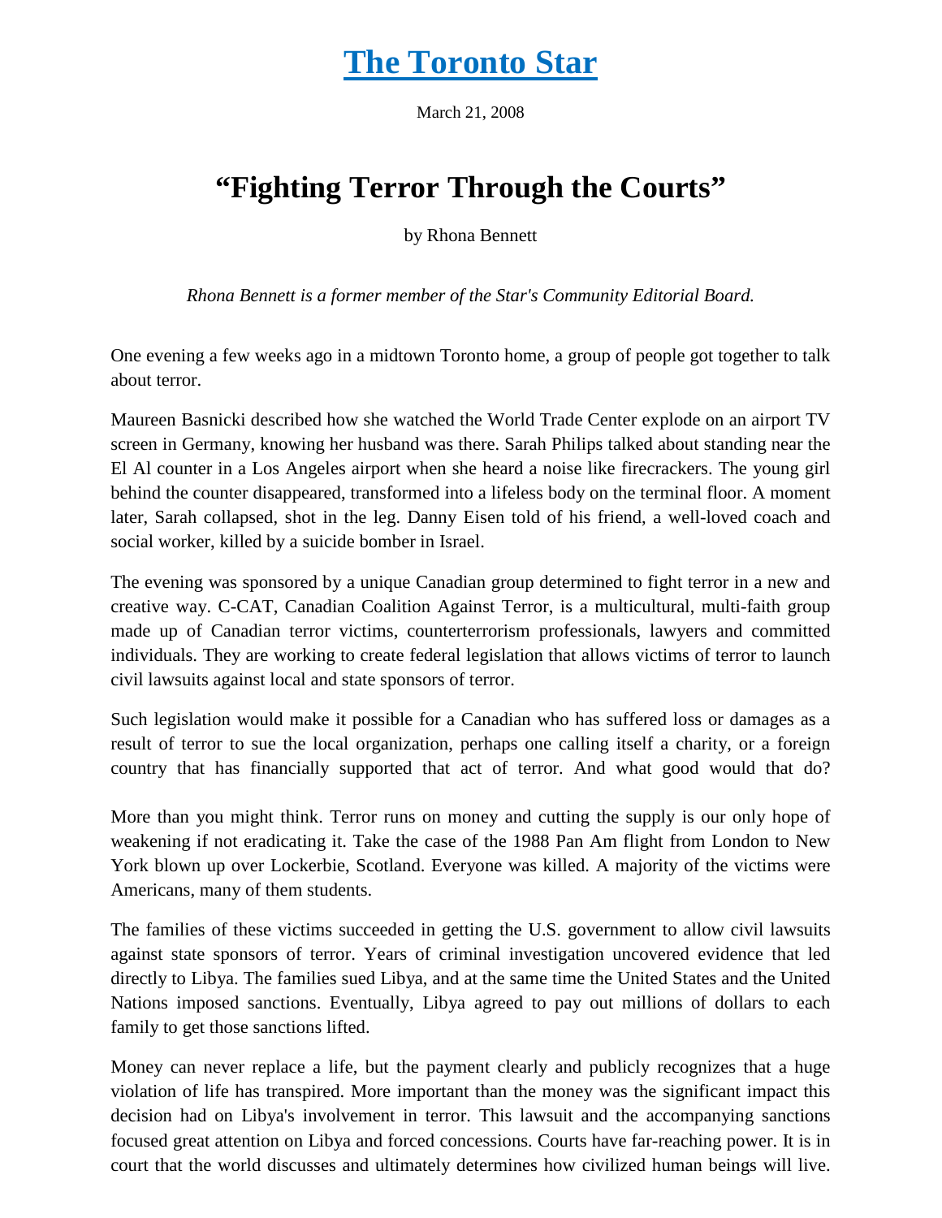# The Toronto Star

March 21, 2008

## "Fighting Terror Through the Courts"

by Rhona Bennett

*Rhona Bennett is a former member of the Star's Community Editorial Board.*

One evening a few weeks ago in a midtown Toronto home, a group of people got together to talk about terror.

Maureen Basnicki described how she watched the World Trade Center explode on an airport TV screen in Germany, knowing her husband was there. Sarah Philips talked about standing near the El Al counter in a Los Angeles airport when she heard a noise like firecrackers. The young girl behind the counter disappeared, transformed into a lifeless body on the terminal floor. A moment later, Sarah collapsed, shot in the leg. Danny Eisen told of his friend, a well-loved coach and social worker, killed by a suicide bomber in Israel.

The evening was sponsored by a unique Canadian group determined to fight terror in a new and creative way. C-CAT, Canadian Coalition Against Terror, is a multicultural, multi-faith group made up of Canadian terror victims, counterterrorism professionals, lawyers and committed individuals. They are working to create federal legislation that allows victims of terror to launch civil lawsuits against local and state sponsors of terror.

Such legislation would make it possible for a Canadian who has suffered loss or damages as a result of terror to sue the local organization, perhaps one calling itself a charity, or a foreign country that has financially supported that act of terror. And what good would that do?

More than you might think. Terror runs on money and cutting the supply is our only hope of weakening if not eradicating it. Take the case of the 1988 Pan Am flight from London to New York blown up over Lockerbie, Scotland. Everyone was killed. A majority of the victims were Americans, many of them students.

The families of these victims succeeded in getting the U.S. government to allow civil lawsuits against state sponsors of terror. Years of criminal investigation uncovered evidence that led directly to Libya. The families sued Libya, and at the same time the United States and the United Nations imposed sanctions. Eventually, Libya agreed to pay out millions of dollars to each family to get those sanctions lifted.

Money can never replace a life, but the payment clearly and publicly recognizes that a huge violation of life has transpired. More important than the money was the significant impact this decision had on Libya's involvement in terror. This lawsuit and the accompanying sanctions focused great attention on Libya and forced concessions. Courts have far-reaching power. It is in court that the world discusses and ultimately determines how civilized human beings will live.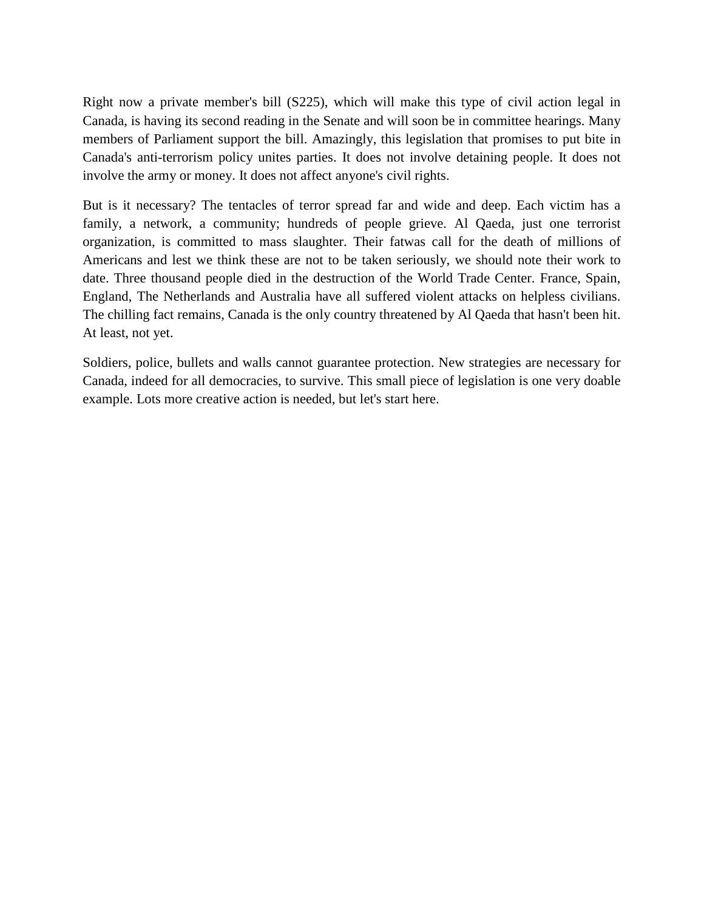Right now a private member's bill (S225), which will make this type of civil action legal in Canada, is having its second reading in the Senate and will soon be in committee hearings. Many members of Parliament support the bill. Amazingly, this legislation that promises to put bite in Canada's anti-terrorism policy unites parties. It does not involve detaining people. It does not involve the army or money. It does not affect anyone's civil rights.

But is it necessary? The tentacles of terror spread far and wide and deep. Each victim has a family, a network, a community; hundreds of people grieve. Al Qaeda, just one terrorist organization, is committed to mass slaughter. Their fatwas call for the death of millions of Americans and lest we think these are not to be taken seriously, we should note their work to date. Three thousand people died in the destruction of the World Trade Center. France, Spain, England, The Netherlands and Australia have all suffered violent attacks on helpless civilians. The chilling fact remains, Canada is the only country threatened by Al Qaeda that hasn't been hit. At least, not yet.

Soldiers, police, bullets and walls cannot guarantee protection. New strategies are necessary for Canada, indeed for all democracies, to survive. This small piece of legislation is one very doable example. Lots more creative action is needed, but let's start here.